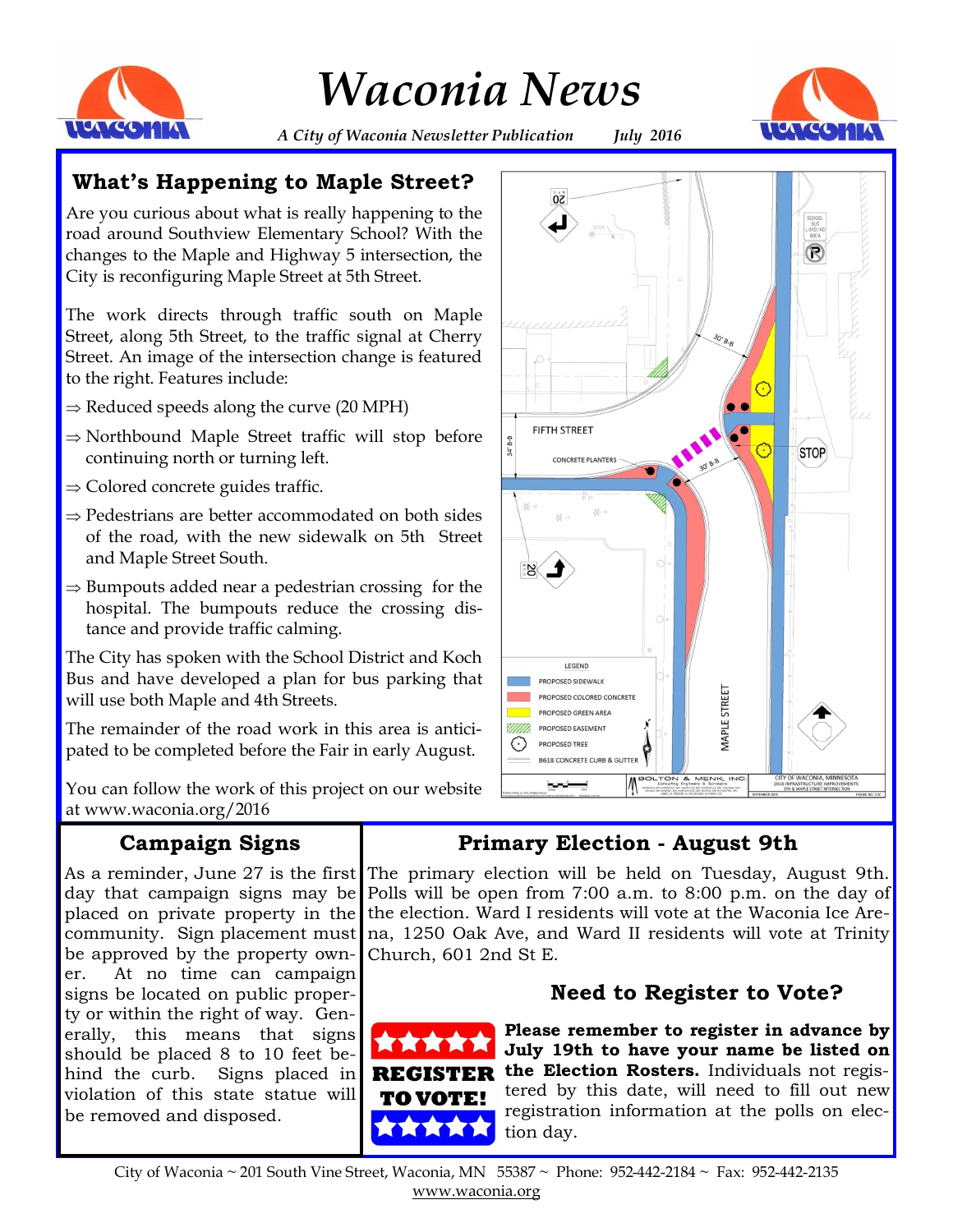# Waconia News

*A City of Waconia Newsletter Publication July 2016*

## What's Happening to Maple Street?

Are you curious about what is really happening to the road around Southview Elementary School? With the changes to the Maple and Highway 5 intersection, the City is reconfiguring Maple Street at 5th Street.

The work directs through traffic south on Maple Street, along 5th Street, to the traffic signal at Cherry Street. An image of the intersection change is featured to the right. Features include:

- ⇒ Reduced speeds along the curve (20 MPH)
- ⇒ Northbound Maple Street traffic will stop before continuing north or turning left.
- ⇒ Colored concrete guides traffic.
- ⇒ Pedestrians are better accommodated on both sides of the road, with the new sidewalk on 5th Street and Maple Street South.
- ⇒ Bumpouts added near a pedestrian crossing for the hospital. The bumpouts reduce the crossing distance and provide traffic calming.

The City has spoken with the School District and Koch Bus and have developed a plan for bus parking that will use both Maple and 4th Streets.

The remainder of the road work in this area is anticipated to be completed before the Fair in early August.

You can follow the work of this project on our website at www.waconia.org/2016

## Campaign Signs

As a reminder, June 27 is the first day that campaign signs may be placed on private property in the community. Sign placement must be approved by the property owner. At no time can campaign signs be located on public property or within the right of way. Generally, this means that signs should be placed 8 to 10 feet behind the curb. Signs placed in violation of this state statue will be removed and disposed.

## Primary Election - August 9th

The primary election will be held on Tuesday, August 9th. Polls will be open from 7:00 a.m. to 8:00 p.m. on the day of the election. Ward I residents will vote at the Waconia Ice Arena, 1250 Oak Ave, and Ward II residents will vote at Trinity Church, 601 2nd St E.

### Need to Register to Vote?

**REGISTER TO VOTE!**

**Please remember to register in advance by July 19th to have your name be listed on the Election Rosters.** Individuals not registered by this date, will need to fill out new registration information at the polls on election day.

City of Waconia ~ 201 South Vine Street, Waconia, MN 55387 ~ Phone: 952-442-2184 ~ Fax: 952-442-2135
www.waconia.org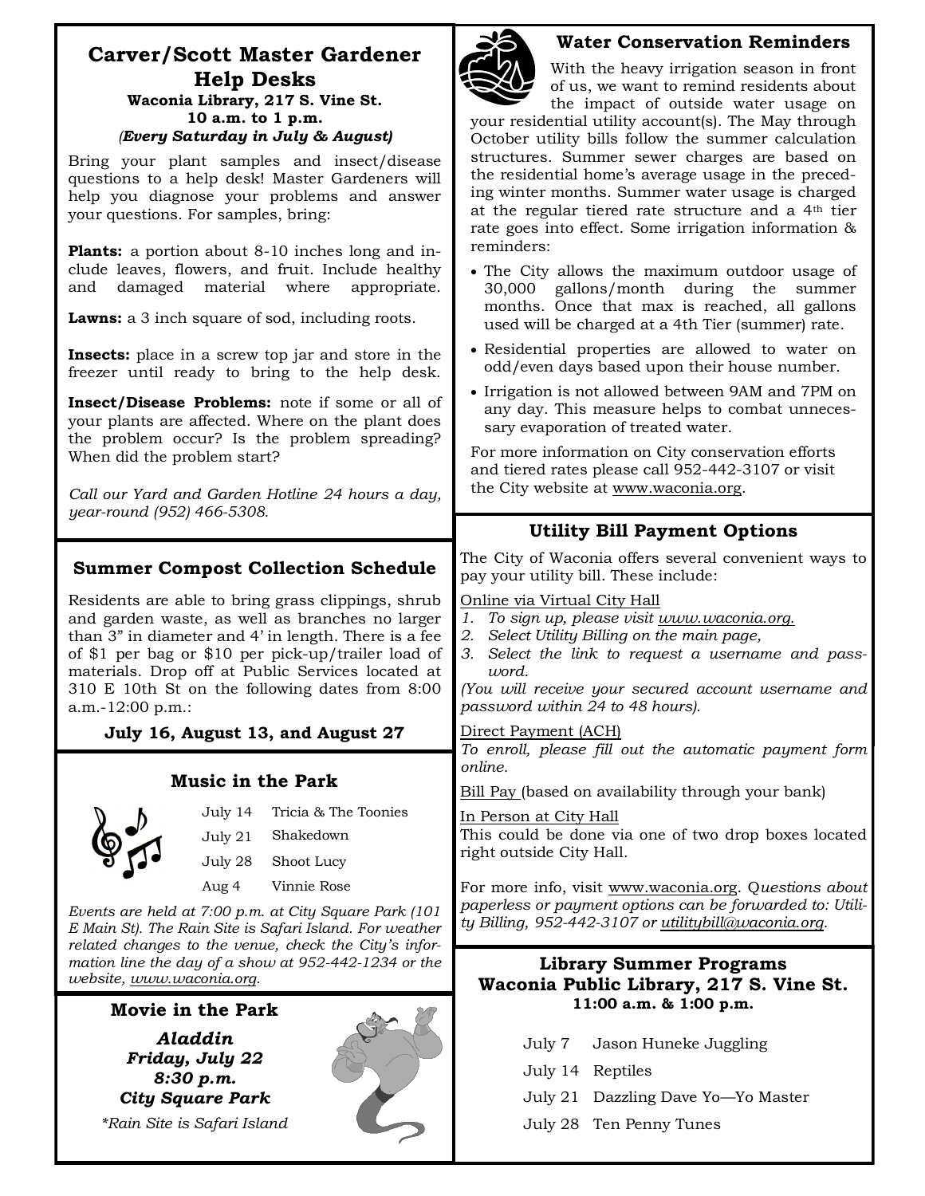## Carver/Scott Master Gardener Help Desks

**Waconia Library, 217 S. Vine St.**
**10 a.m. to 1 p.m.**
***(Every Saturday in July & August)***

Bring your plant samples and insect/disease questions to a help desk! Master Gardeners will help you diagnose your problems and answer your questions. For samples, bring:

**Plants:** a portion about 8-10 inches long and include leaves, flowers, and fruit. Include healthy and damaged material where appropriate.

**Lawns:** a 3 inch square of sod, including roots.

**Insects:** place in a screw top jar and store in the freezer until ready to bring to the help desk.

**Insect/Disease Problems:** note if some or all of your plants are affected. Where on the plant does the problem occur? Is the problem spreading? When did the problem start?

*Call our Yard and Garden Hotline 24 hours a day, year-round (952) 466-5308.*

## Summer Compost Collection Schedule

Residents are able to bring grass clippings, shrub and garden waste, as well as branches no larger than 3" in diameter and 4' in length. There is a fee of $1 per bag or $10 per pick-up/trailer load of materials. Drop off at Public Services located at 310 E 10th St on the following dates from 8:00 a.m.-12:00 p.m.:

**July 16, August 13, and August 27**

## Music in the Park

| | |
|---|---|
| July 14 | Tricia & The Toonies |
| July 21 | Shakedown |
| July 28 | Shoot Lucy |
| Aug 4 | Vinnie Rose |

*Events are held at 7:00 p.m. at City Square Park (101 E Main St). The Rain Site is Safari Island. For weather related changes to the venue, check the City's information line the day of a show at 952-442-1234 or the website, www.waconia.org.*

## Movie in the Park

***Aladdin***
***Friday, July 22***
***8:30 p.m.***
***City Square Park***

*\*Rain Site is Safari Island*

## Water Conservation Reminders

With the heavy irrigation season in front of us, we want to remind residents about the impact of outside water usage on your residential utility account(s). The May through October utility bills follow the summer calculation structures. Summer sewer charges are based on the residential home's average usage in the preceding winter months. Summer water usage is charged at the regular tiered rate structure and a 4th tier rate goes into effect. Some irrigation information & reminders:

- The City allows the maximum outdoor usage of 30,000 gallons/month during the summer months. Once that max is reached, all gallons used will be charged at a 4th Tier (summer) rate.
- Residential properties are allowed to water on odd/even days based upon their house number.
- Irrigation is not allowed between 9AM and 7PM on any day. This measure helps to combat unnecessary evaporation of treated water.

For more information on City conservation efforts and tiered rates please call 952-442-3107 or visit the City website at www.waconia.org.

## Utility Bill Payment Options

The City of Waconia offers several convenient ways to pay your utility bill. These include:

Online via Virtual City Hall

1. *To sign up, please visit www.waconia.org.*
2. *Select Utility Billing on the main page,*
3. *Select the link to request a username and password.*

*(You will receive your secured account username and password within 24 to 48 hours).*

Direct Payment (ACH)
*To enroll, please fill out the automatic payment form online.*

Bill Pay (based on availability through your bank)

In Person at City Hall
This could be done via one of two drop boxes located right outside City Hall.

For more info, visit www.waconia.org. *Questions about paperless or payment options can be forwarded to: Utility Billing, 952-442-3107 or utilitybill@waconia.org.*

## Library Summer Programs
### Waconia Public Library, 217 S. Vine St.
**11:00 a.m. & 1:00 p.m.**

| | |
|---|---|
| July 7 | Jason Huneke Juggling |
| July 14 | Reptiles |
| July 21 | Dazzling Dave Yo—Yo Master |
| July 28 | Ten Penny Tunes |